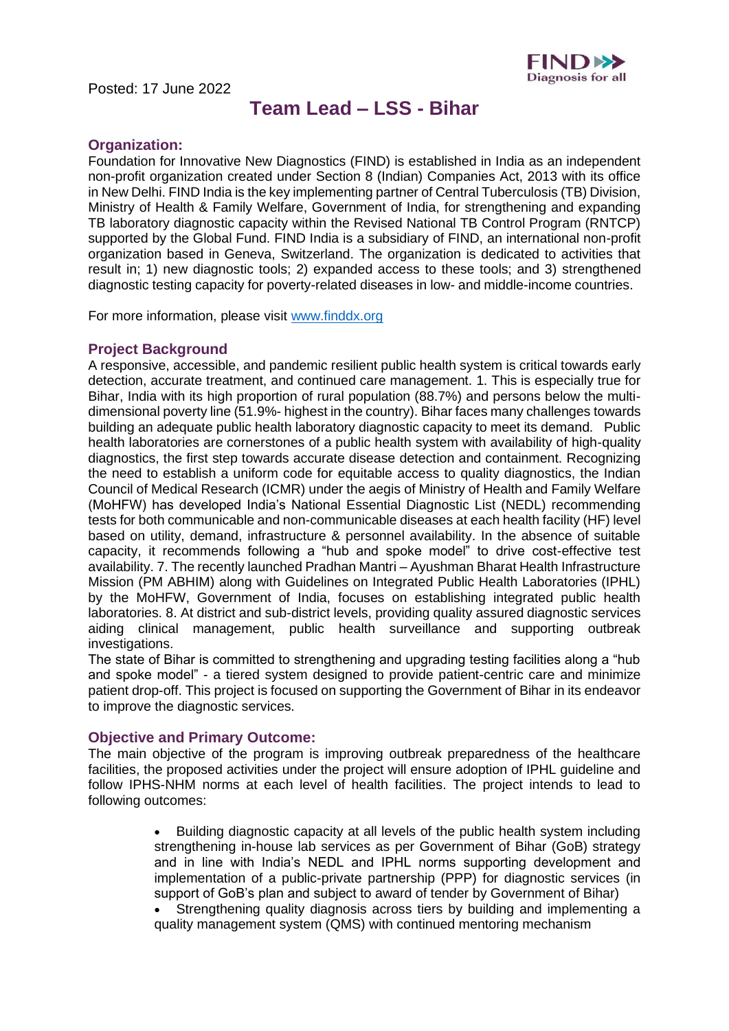Posted: 17 June 2022

# Team Lead – LSS - Bihar

## Organization:

Foundation for Innovative New Diagnostics (FIND) is established in India as an independent non-profit organization created under Section 8 (Indian) Companies Act, 2013 with its office in New Delhi. FIND India is the key implementing partner of Central Tuberculosis (TB) Division, Ministry of Health & Family Welfare, Government of India, for strengthening and expanding TB laboratory diagnostic capacity within the Revised National TB Control Program (RNTCP) supported by the Global Fund. FIND India is a subsidiary of FIND, an international non-profit organization based in Geneva, Switzerland. The organization is dedicated to activities that result in; 1) new diagnostic tools; 2) expanded access to these tools; and 3) strengthened diagnostic testing capacity for poverty-related diseases in low- and middle-income countries.

For more information, please visit www.finddx.org

## Project Background

A responsive, accessible, and pandemic resilient public health system is critical towards early detection, accurate treatment, and continued care management. 1. This is especially true for Bihar, India with its high proportion of rural population (88.7%) and persons below the multi-dimensional poverty line (51.9%- highest in the country). Bihar faces many challenges towards building an adequate public health laboratory diagnostic capacity to meet its demand. Public health laboratories are cornerstones of a public health system with availability of high-quality diagnostics, the first step towards accurate disease detection and containment. Recognizing the need to establish a uniform code for equitable access to quality diagnostics, the Indian Council of Medical Research (ICMR) under the aegis of Ministry of Health and Family Welfare (MoHFW) has developed India's National Essential Diagnostic List (NEDL) recommending tests for both communicable and non-communicable diseases at each health facility (HF) level based on utility, demand, infrastructure & personnel availability. In the absence of suitable capacity, it recommends following a "hub and spoke model" to drive cost-effective test availability. 7. The recently launched Pradhan Mantri – Ayushman Bharat Health Infrastructure Mission (PM ABHIM) along with Guidelines on Integrated Public Health Laboratories (IPHL) by the MoHFW, Government of India, focuses on establishing integrated public health laboratories. 8. At district and sub-district levels, providing quality assured diagnostic services aiding clinical management, public health surveillance and supporting outbreak investigations.

The state of Bihar is committed to strengthening and upgrading testing facilities along a "hub and spoke model" - a tiered system designed to provide patient-centric care and minimize patient drop-off. This project is focused on supporting the Government of Bihar in its endeavor to improve the diagnostic services.

## Objective and Primary Outcome:

The main objective of the program is improving outbreak preparedness of the healthcare facilities, the proposed activities under the project will ensure adoption of IPHL guideline and follow IPHS-NHM norms at each level of health facilities. The project intends to lead to following outcomes:

- Building diagnostic capacity at all levels of the public health system including strengthening in-house lab services as per Government of Bihar (GoB) strategy and in line with India's NEDL and IPHL norms supporting development and implementation of a public-private partnership (PPP) for diagnostic services (in support of GoB's plan and subject to award of tender by Government of Bihar)
- Strengthening quality diagnosis across tiers by building and implementing a quality management system (QMS) with continued mentoring mechanism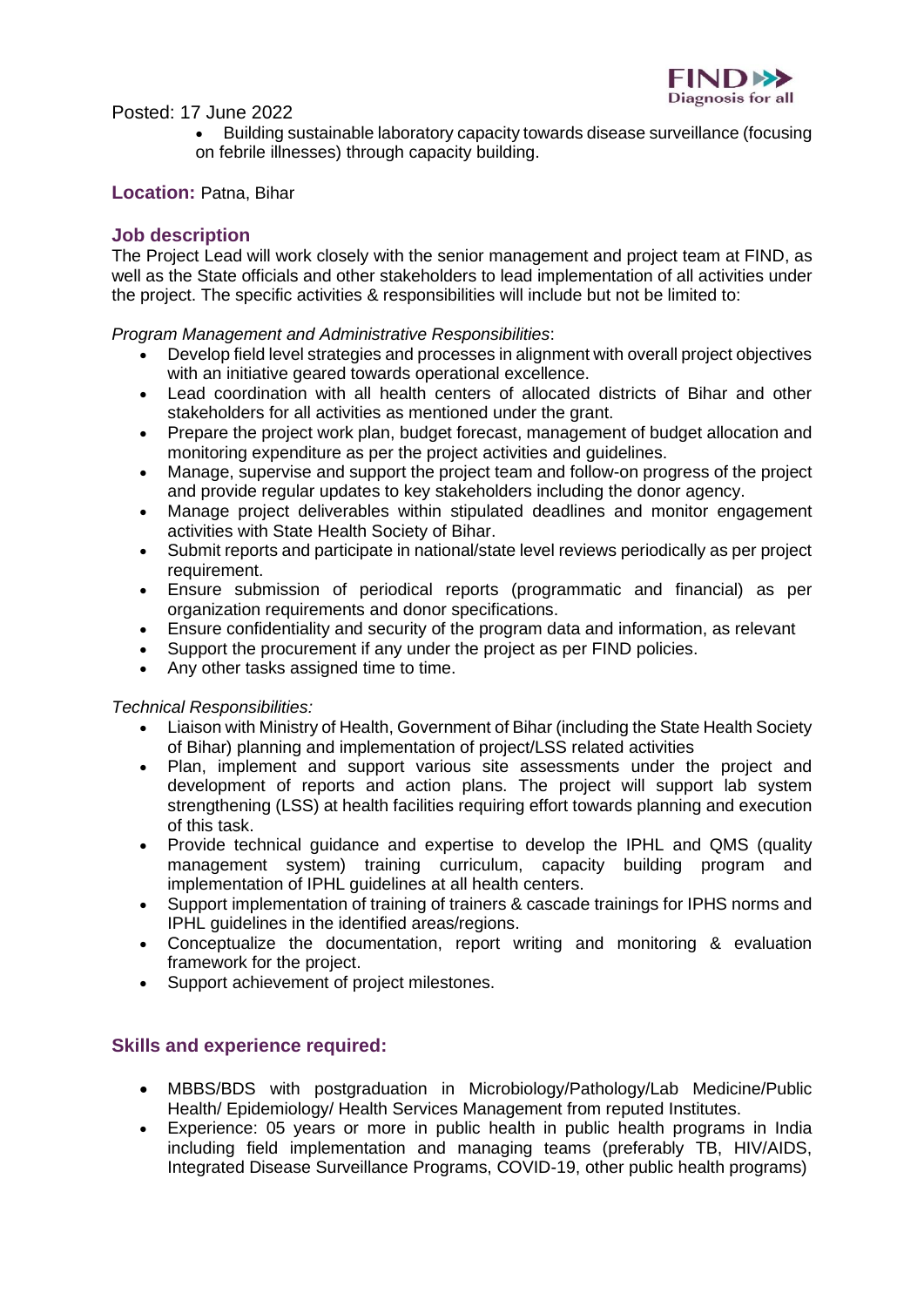Posted: 17 June 2022

- Building sustainable laboratory capacity towards disease surveillance (focusing on febrile illnesses) through capacity building.

**Location:** Patna, Bihar

## Job description

The Project Lead will work closely with the senior management and project team at FIND, as well as the State officials and other stakeholders to lead implementation of all activities under the project. The specific activities & responsibilities will include but not be limited to:

*Program Management and Administrative Responsibilities*:

- Develop field level strategies and processes in alignment with overall project objectives with an initiative geared towards operational excellence.
- Lead coordination with all health centers of allocated districts of Bihar and other stakeholders for all activities as mentioned under the grant.
- Prepare the project work plan, budget forecast, management of budget allocation and monitoring expenditure as per the project activities and guidelines.
- Manage, supervise and support the project team and follow-on progress of the project and provide regular updates to key stakeholders including the donor agency.
- Manage project deliverables within stipulated deadlines and monitor engagement activities with State Health Society of Bihar.
- Submit reports and participate in national/state level reviews periodically as per project requirement.
- Ensure submission of periodical reports (programmatic and financial) as per organization requirements and donor specifications.
- Ensure confidentiality and security of the program data and information, as relevant
- Support the procurement if any under the project as per FIND policies.
- Any other tasks assigned time to time.

*Technical Responsibilities:*

- Liaison with Ministry of Health, Government of Bihar (including the State Health Society of Bihar) planning and implementation of project/LSS related activities
- Plan, implement and support various site assessments under the project and development of reports and action plans. The project will support lab system strengthening (LSS) at health facilities requiring effort towards planning and execution of this task.
- Provide technical guidance and expertise to develop the IPHL and QMS (quality management system) training curriculum, capacity building program and implementation of IPHL guidelines at all health centers.
- Support implementation of training of trainers & cascade trainings for IPHS norms and IPHL guidelines in the identified areas/regions.
- Conceptualize the documentation, report writing and monitoring & evaluation framework for the project.
- Support achievement of project milestones.

## Skills and experience required:

- MBBS/BDS with postgraduation in Microbiology/Pathology/Lab Medicine/Public Health/ Epidemiology/ Health Services Management from reputed Institutes.
- Experience: 05 years or more in public health in public health programs in India including field implementation and managing teams (preferably TB, HIV/AIDS, Integrated Disease Surveillance Programs, COVID-19, other public health programs)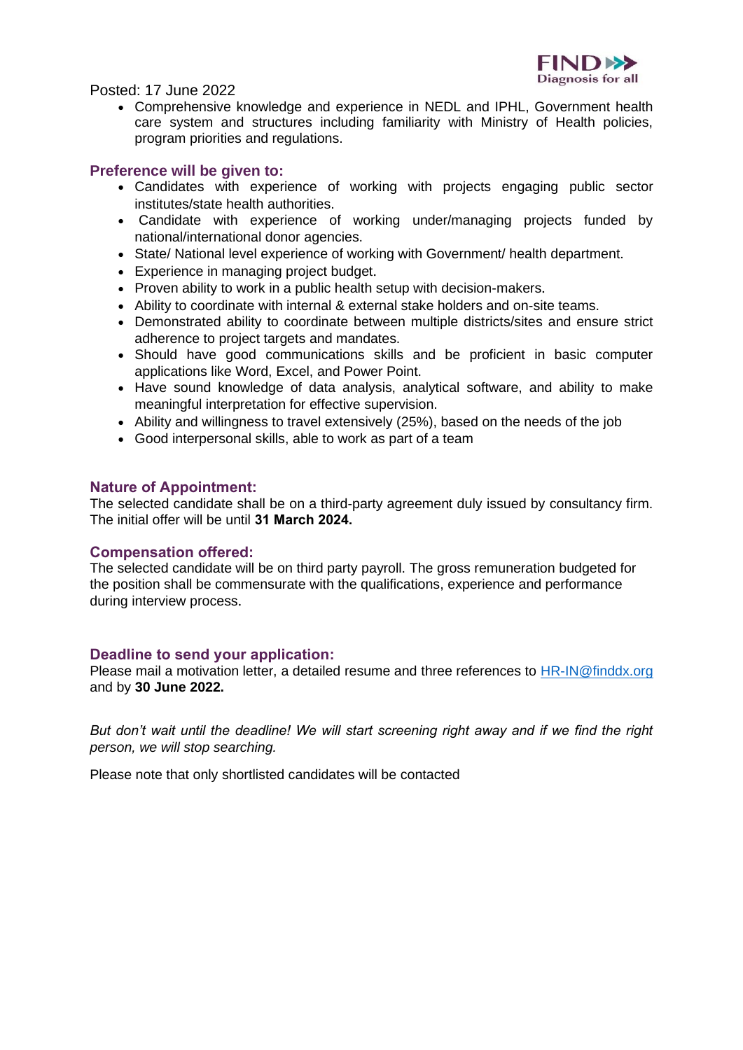Posted: 17 June 2022

- Comprehensive knowledge and experience in NEDL and IPHL, Government health care system and structures including familiarity with Ministry of Health policies, program priorities and regulations.

## Preference will be given to:

- Candidates with experience of working with projects engaging public sector institutes/state health authorities.
- Candidate with experience of working under/managing projects funded by national/international donor agencies.
- State/ National level experience of working with Government/ health department.
- Experience in managing project budget.
- Proven ability to work in a public health setup with decision-makers.
- Ability to coordinate with internal & external stake holders and on-site teams.
- Demonstrated ability to coordinate between multiple districts/sites and ensure strict adherence to project targets and mandates.
- Should have good communications skills and be proficient in basic computer applications like Word, Excel, and Power Point.
- Have sound knowledge of data analysis, analytical software, and ability to make meaningful interpretation for effective supervision.
- Ability and willingness to travel extensively (25%), based on the needs of the job
- Good interpersonal skills, able to work as part of a team

## Nature of Appointment:

The selected candidate shall be on a third-party agreement duly issued by consultancy firm. The initial offer will be until **31 March 2024.**

## Compensation offered:

The selected candidate will be on third party payroll. The gross remuneration budgeted for the position shall be commensurate with the qualifications, experience and performance during interview process.

## Deadline to send your application:

Please mail a motivation letter, a detailed resume and three references to HR-IN@finddx.org and by **30 June 2022.**

*But don't wait until the deadline! We will start screening right away and if we find the right person, we will stop searching.*

Please note that only shortlisted candidates will be contacted